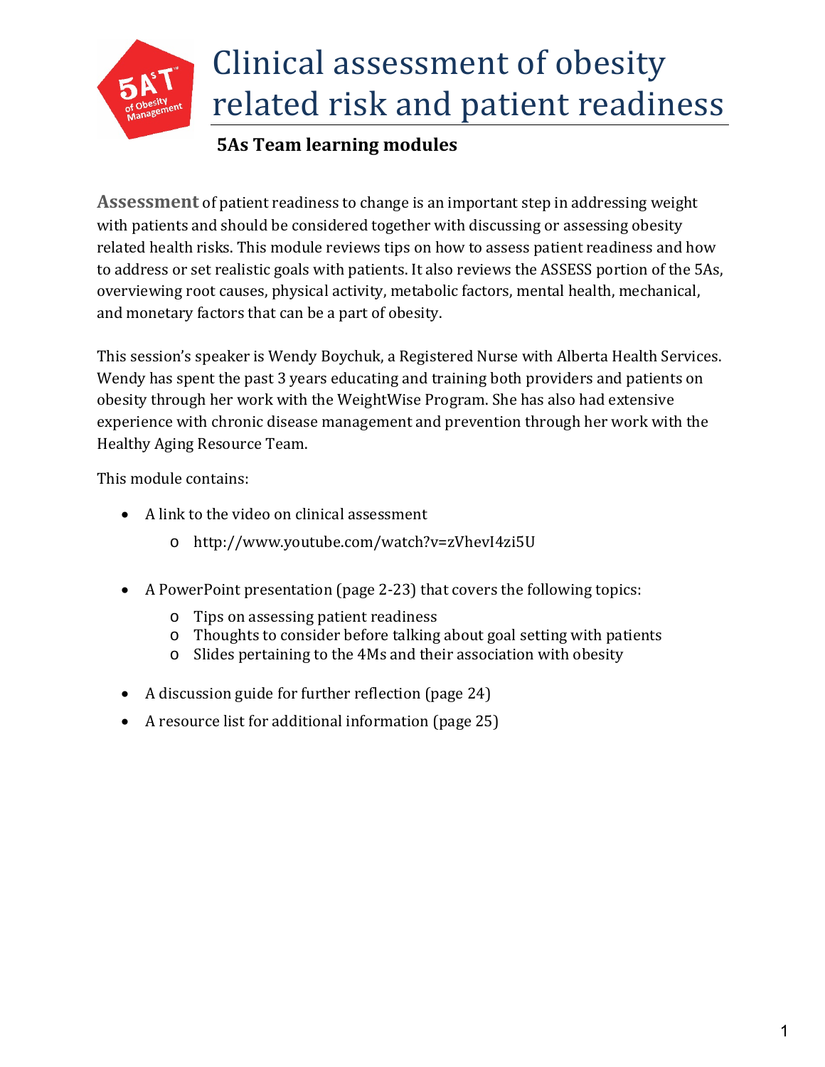# Clinical assessment of obesity related risk and patient readiness

## 5As Team learning modules

**Assessment** of patient readiness to change is an important step in addressing weight with patients and should be considered together with discussing or assessing obesity related health risks. This module reviews tips on how to assess patient readiness and how to address or set realistic goals with patients. It also reviews the ASSESS portion of the 5As, overviewing root causes, physical activity, metabolic factors, mental health, mechanical, and monetary factors that can be a part of obesity.

This session's speaker is Wendy Boychuk, a Registered Nurse with Alberta Health Services. Wendy has spent the past 3 years educating and training both providers and patients on obesity through her work with the WeightWise Program. She has also had extensive experience with chronic disease management and prevention through her work with the Healthy Aging Resource Team.

This module contains:

- A link to the video on clinical assessment
  - http://www.youtube.com/watch?v=zVhevI4zi5U
- A PowerPoint presentation (page 2-23) that covers the following topics:
  - Tips on assessing patient readiness
  - Thoughts to consider before talking about goal setting with patients
  - Slides pertaining to the 4Ms and their association with obesity
- A discussion guide for further reflection (page 24)
- A resource list for additional information (page 25)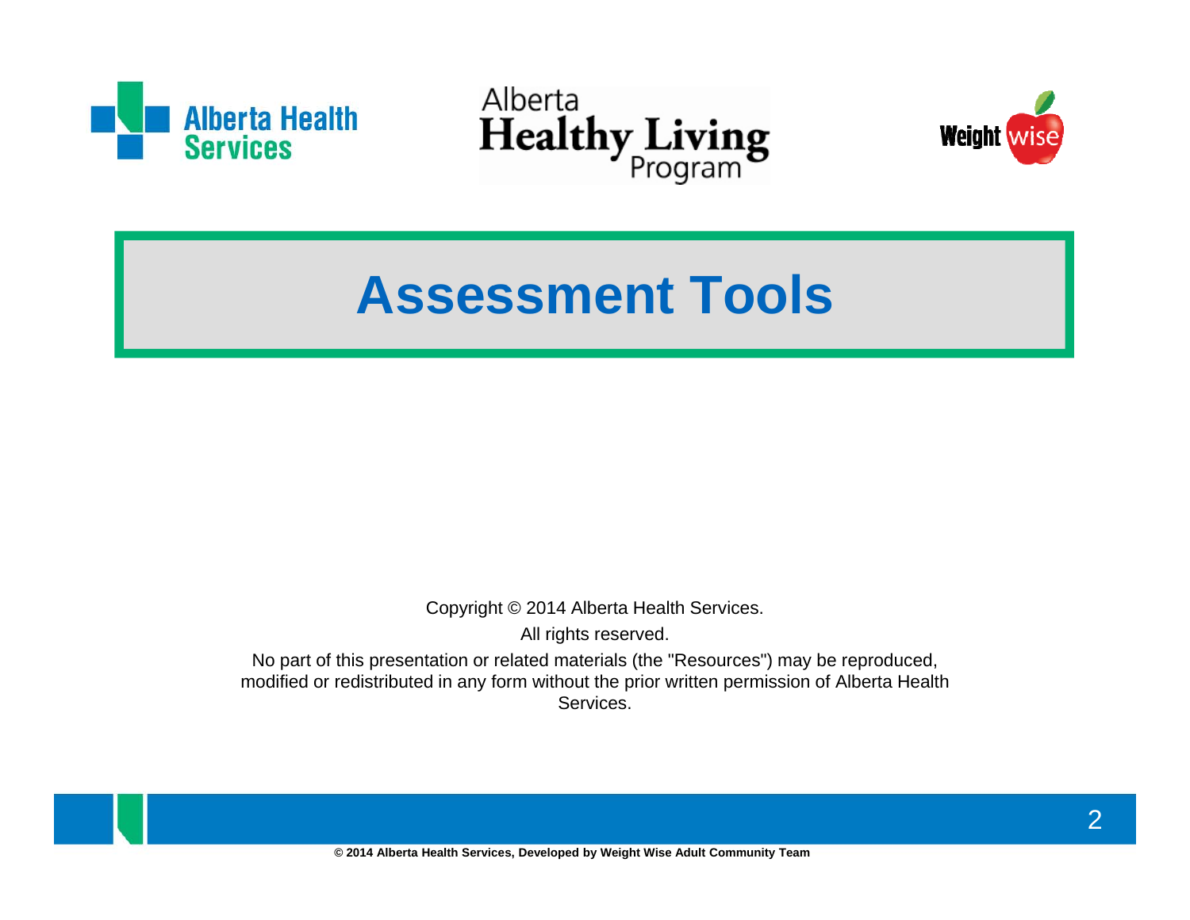# Assessment Tools

Copyright © 2014 Alberta Health Services.

All rights reserved.

No part of this presentation or related materials (the "Resources") may be reproduced, modified or redistributed in any form without the prior written permission of Alberta Health Services.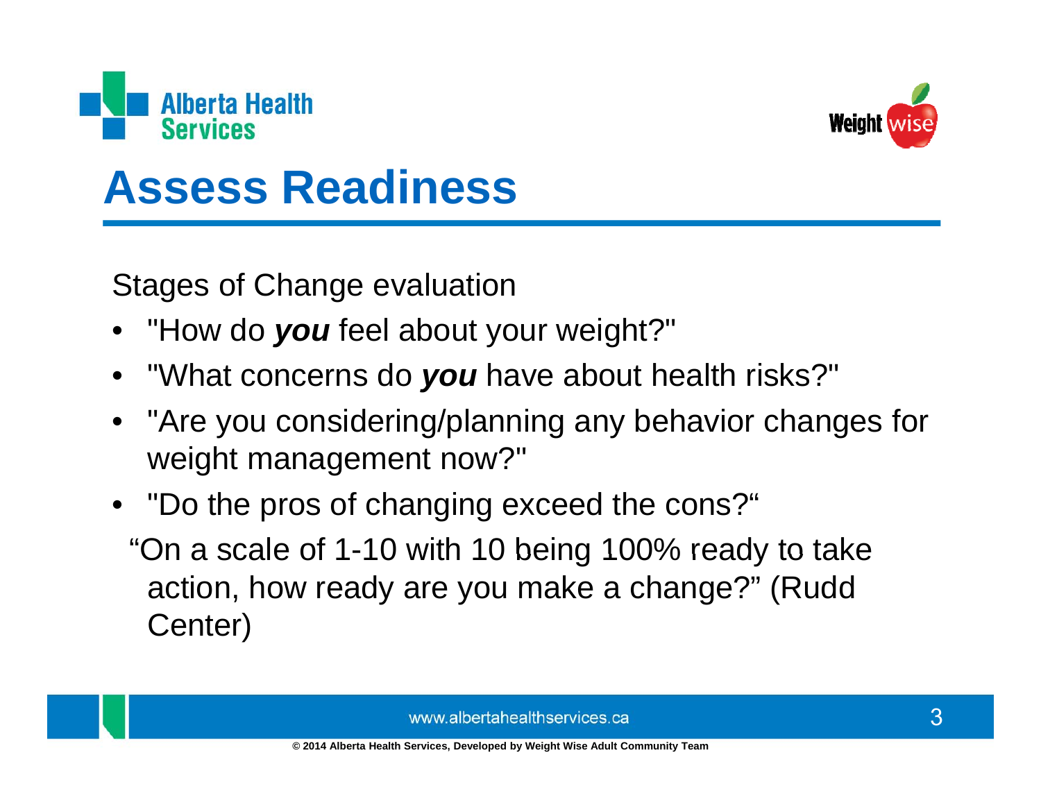# Assess Readiness

Stages of Change evaluation

- "How do ***you*** feel about your weight?"
- "What concerns do ***you*** have about health risks?"
- "Are you considering/planning any behavior changes for weight management now?"
- "Do the pros of changing exceed the cons?"

"On a scale of 1-10 with 10 being 100% ready to take action, how ready are you make a change?" (Rudd Center)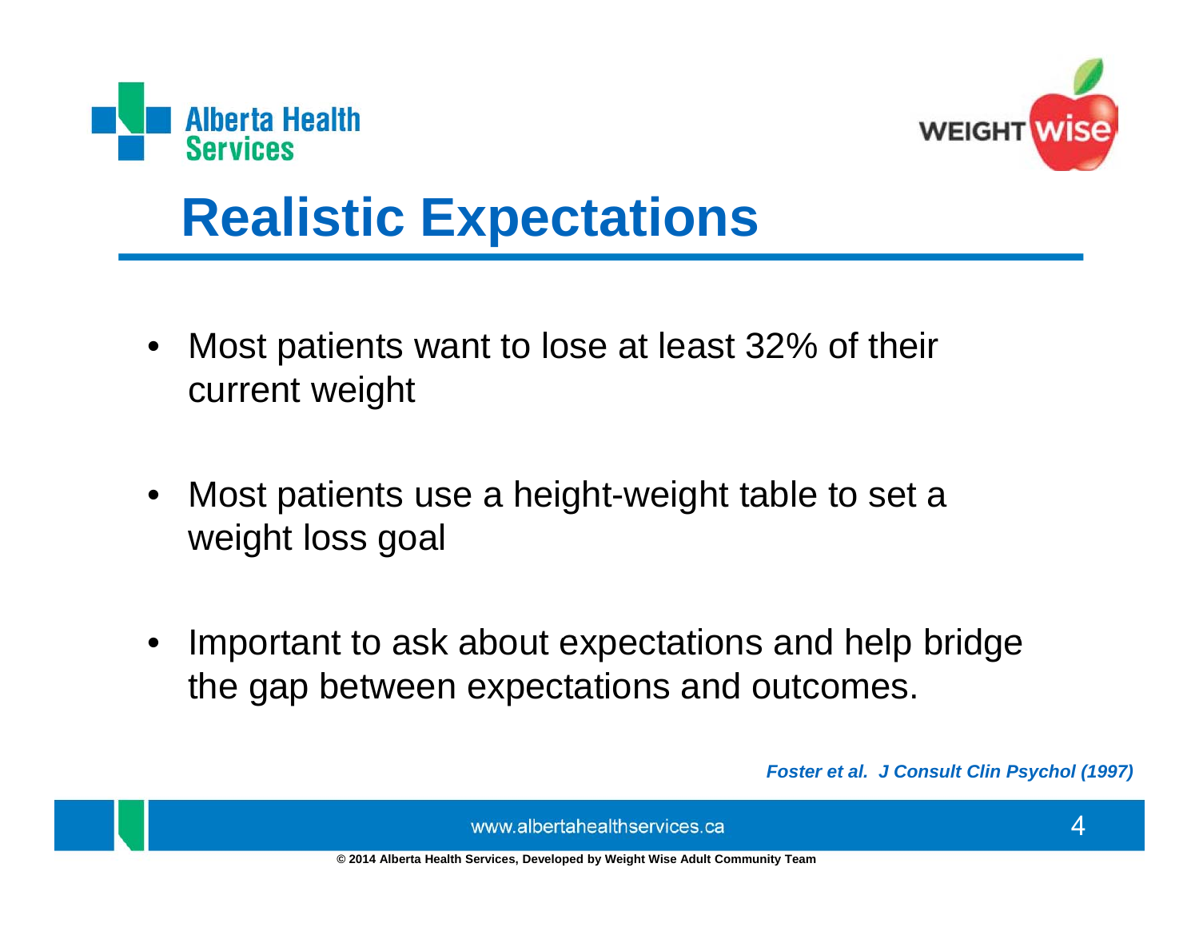# Realistic Expectations

- Most patients want to lose at least 32% of their current weight
- Most patients use a height-weight table to set a weight loss goal
- Important to ask about expectations and help bridge the gap between expectations and outcomes.

***Foster et al. J Consult Clin Psychol (1997)***

www.albertahealthservices.ca

**© 2014 Alberta Health Services, Developed by Weight Wise Adult Community Team**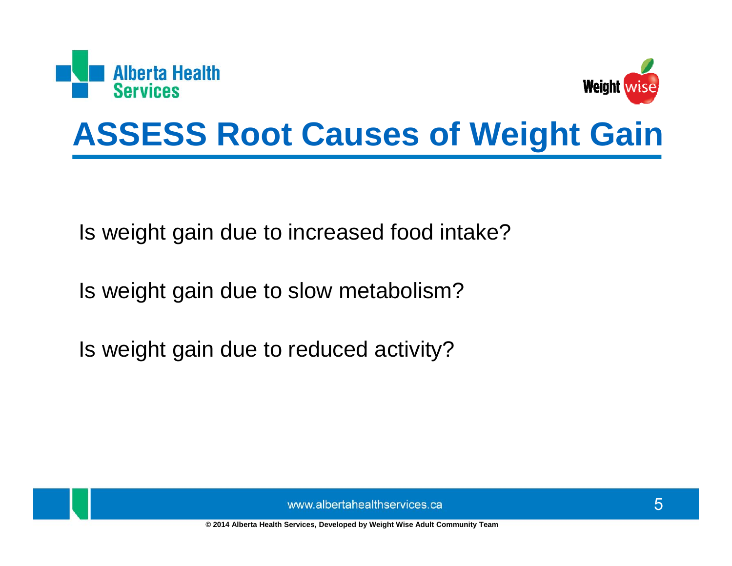# ASSESS Root Causes of Weight Gain

Is weight gain due to increased food intake?

Is weight gain due to slow metabolism?

Is weight gain due to reduced activity?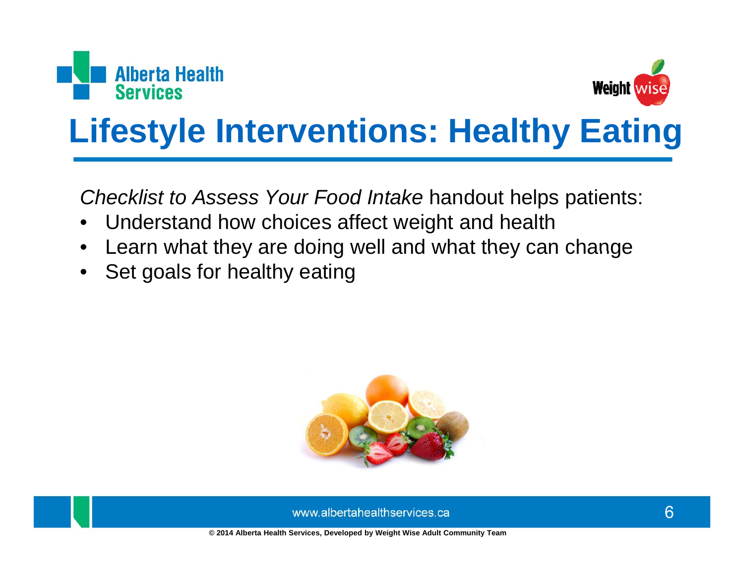# Lifestyle Interventions: Healthy Eating

*Checklist to Assess Your Food Intake* handout helps patients:

- Understand how choices affect weight and health
- Learn what they are doing well and what they can change
- Set goals for healthy eating

www.albertahealthservices.ca

**© 2014 Alberta Health Services, Developed by Weight Wise Adult Community Team**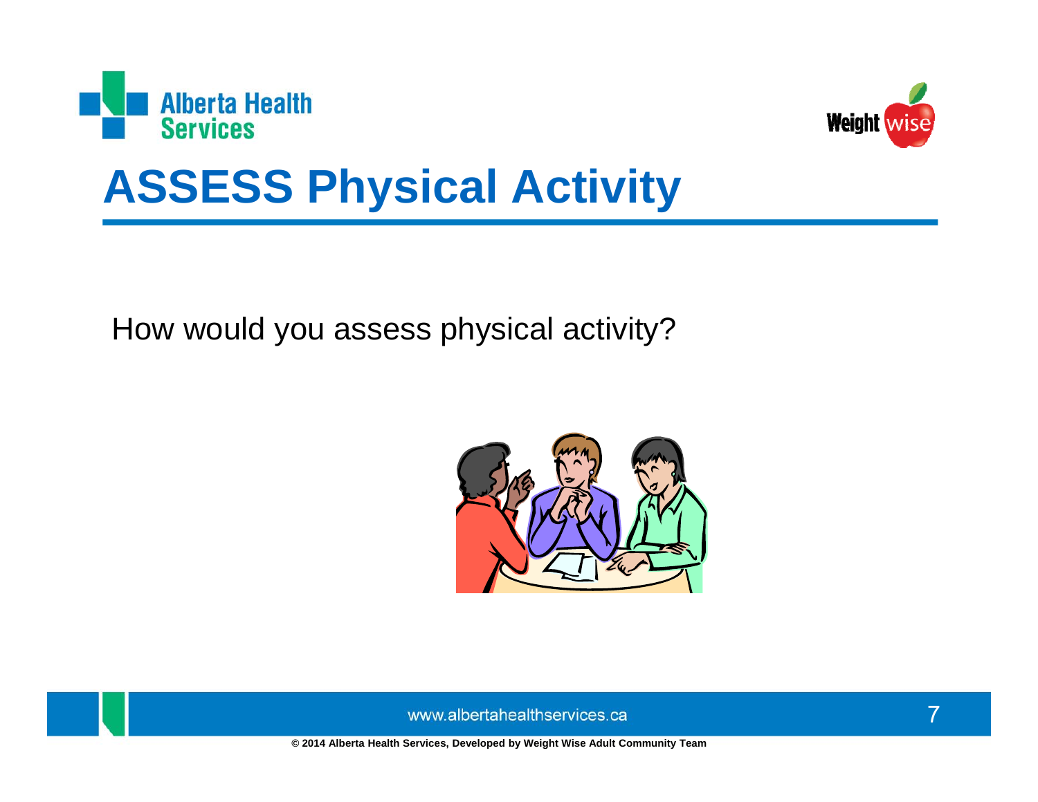# ASSESS Physical Activity

How would you assess physical activity?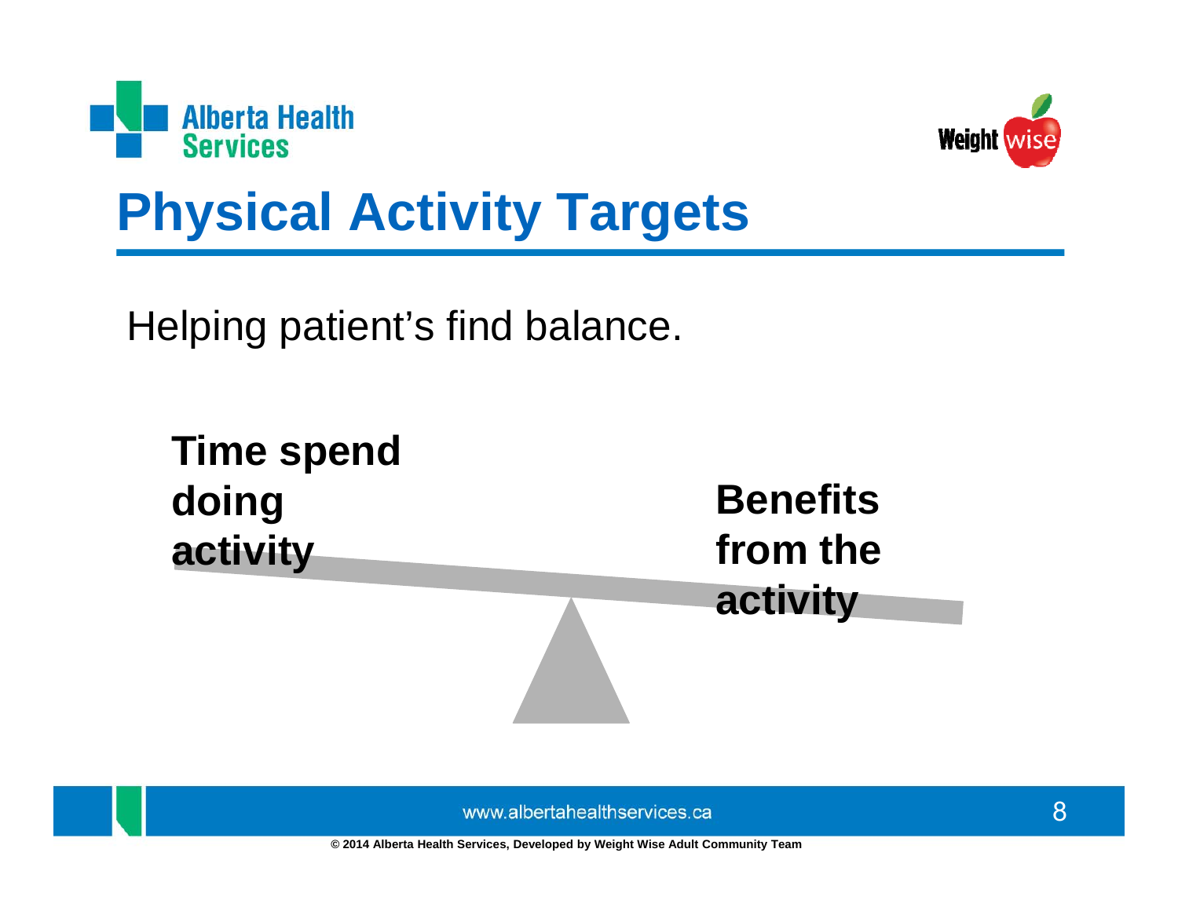# Physical Activity Targets

Helping patient's find balance.

**Time spend doing activity**

**Benefits from the activity**

© 2014 Alberta Health Services, Developed by Weight Wise Adult Community Team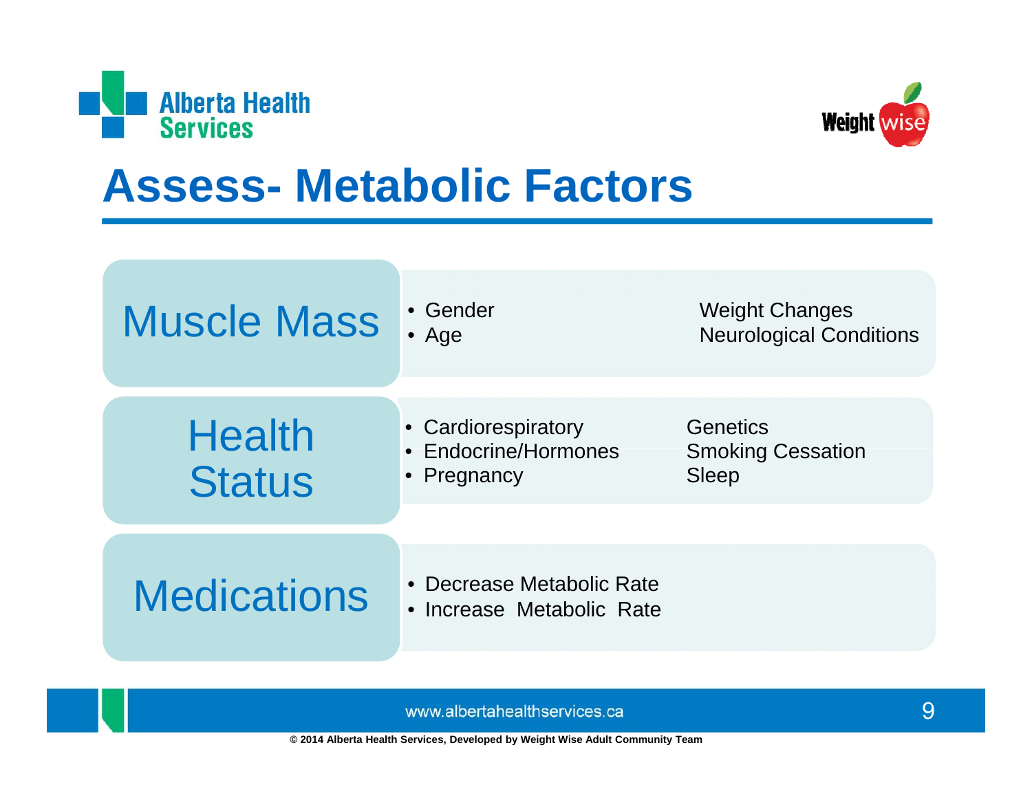# Assess- Metabolic Factors

## Muscle Mass

- Gender
- Age
- Weight Changes
- Neurological Conditions

## Health Status

- Cardiorespiratory
- Endocrine/Hormones
- Pregnancy
- Genetics
- Smoking Cessation
- Sleep

## Medications

- Decrease Metabolic Rate
- Increase Metabolic Rate

www.albertahealthservices.ca

© 2014 Alberta Health Services, Developed by Weight Wise Adult Community Team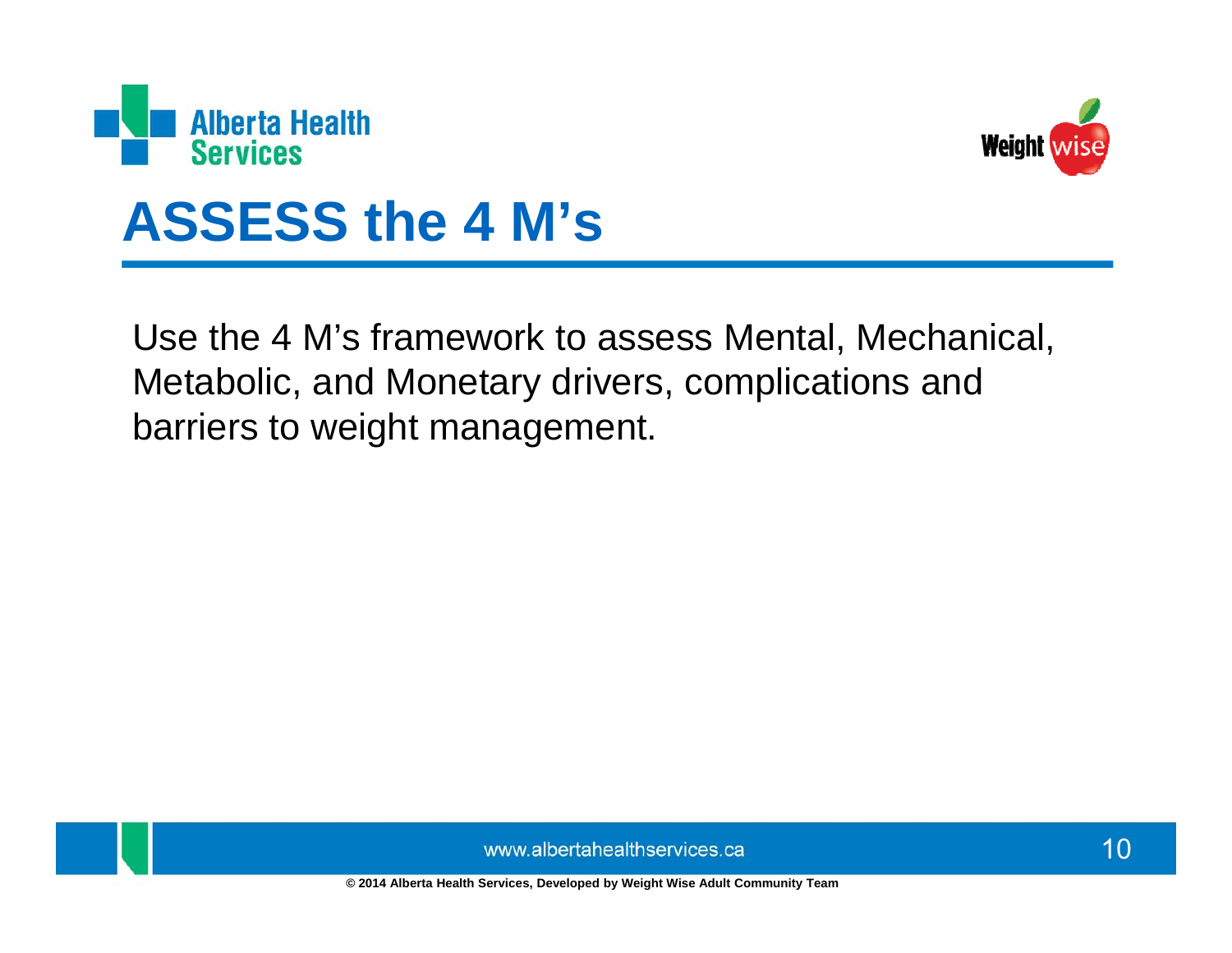# ASSESS the 4 M's

Use the 4 M's framework to assess Mental, Mechanical, Metabolic, and Monetary drivers, complications and barriers to weight management.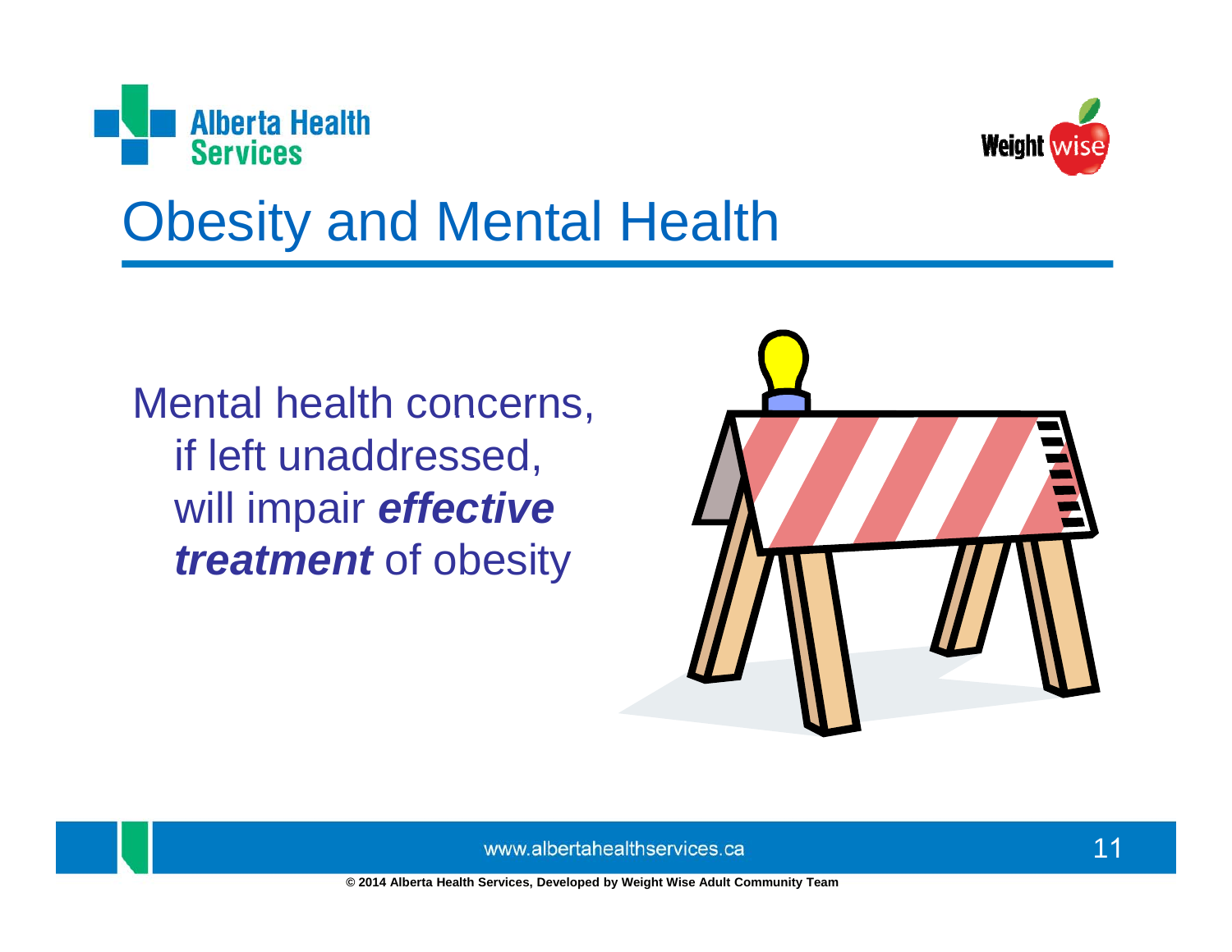# Obesity and Mental Health

Mental health concerns, if left unaddressed, will impair ***effective treatment*** of obesity

© 2014 Alberta Health Services, Developed by Weight Wise Adult Community Team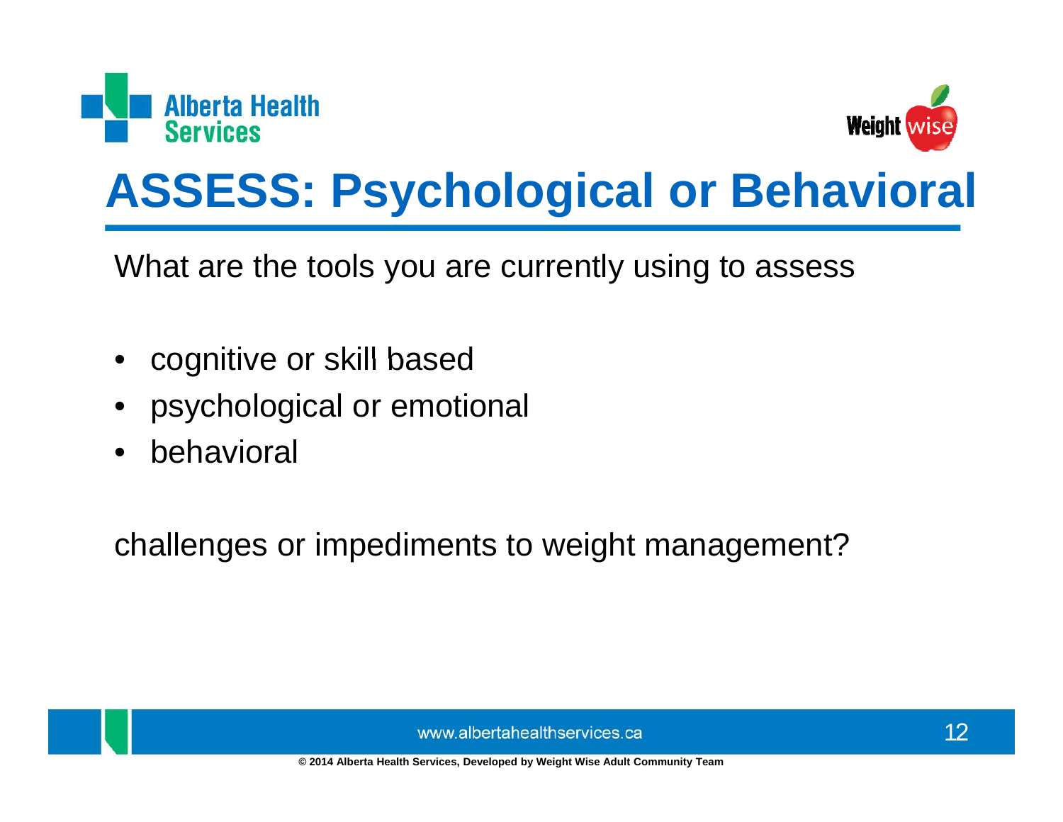# ASSESS: Psychological or Behavioral

What are the tools you are currently using to assess

- cognitive or skill based
- psychological or emotional
- behavioral

challenges or impediments to weight management?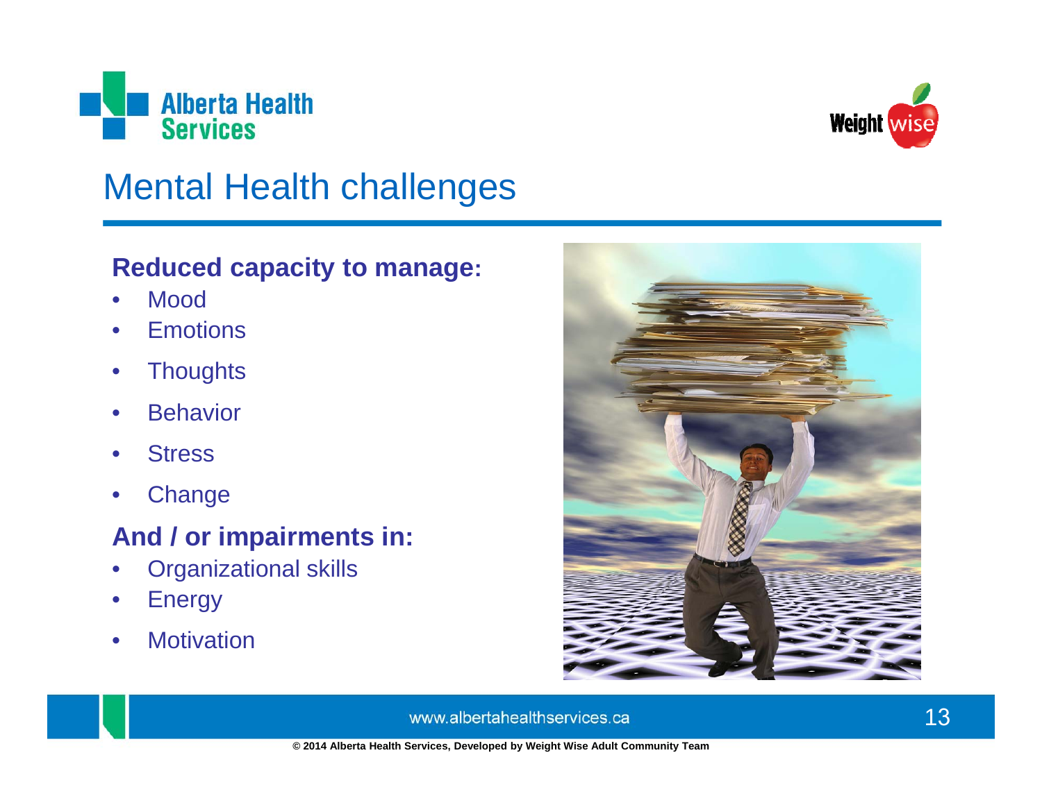# Mental Health challenges

**Reduced capacity to manage:**

- Mood
- Emotions
- Thoughts
- Behavior
- Stress
- Change

**And / or impairments in:**

- Organizational skills
- Energy
- Motivation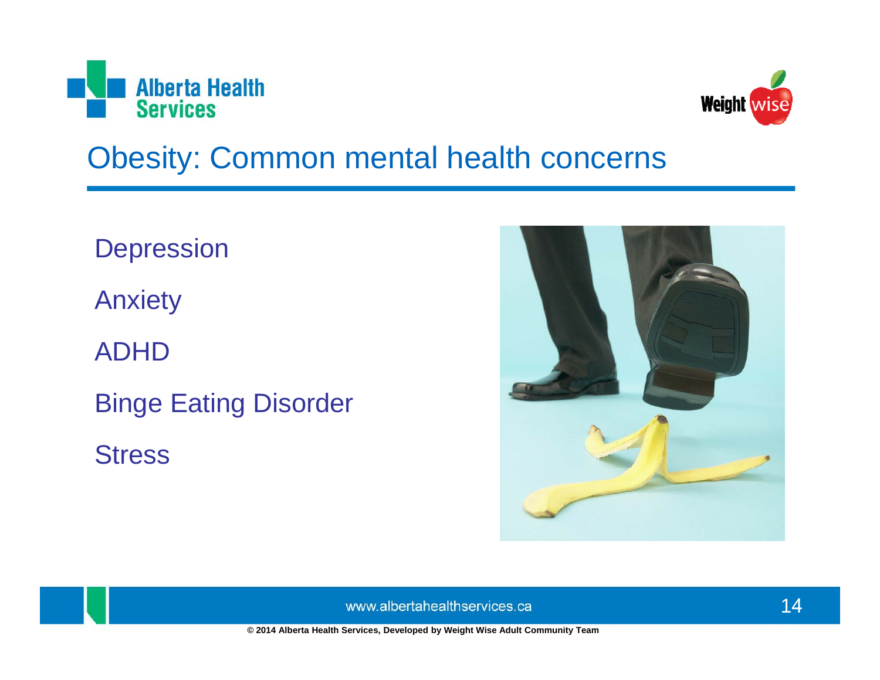# Obesity: Common mental health concerns

- Depression
- Anxiety
- ADHD
- Binge Eating Disorder
- Stress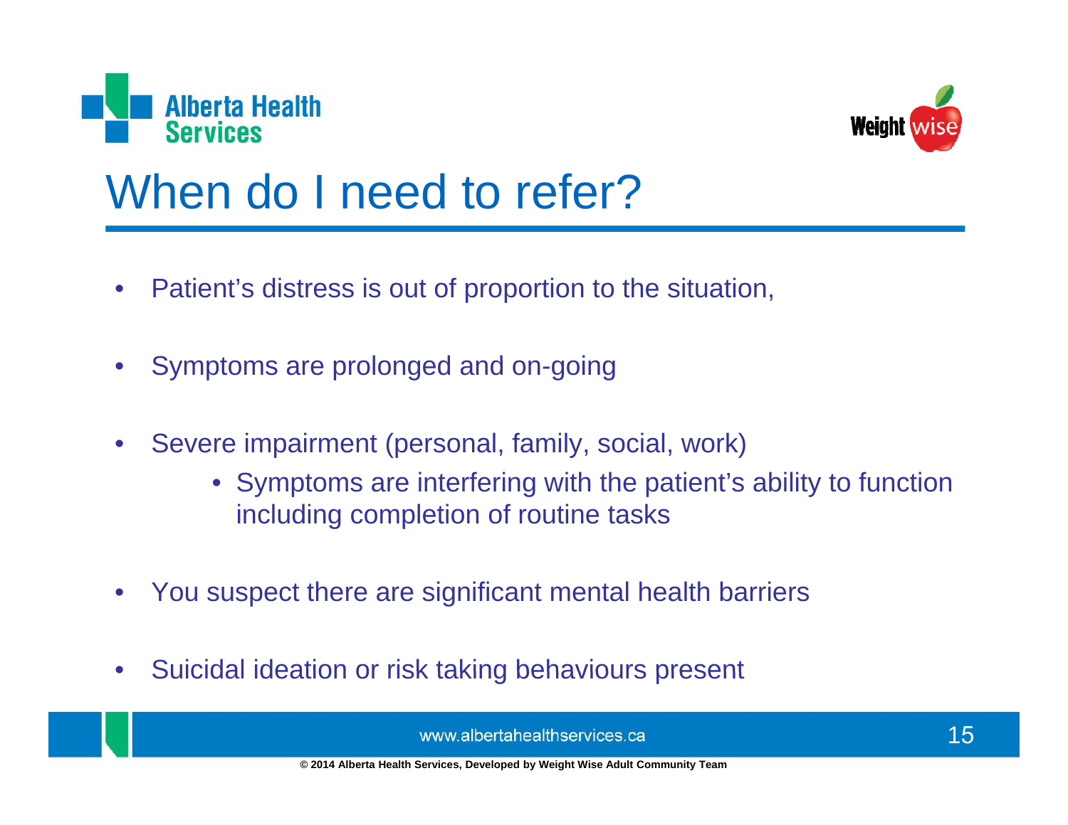# When do I need to refer?

- Patient's distress is out of proportion to the situation,
- Symptoms are prolonged and on-going
- Severe impairment (personal, family, social, work)
  - Symptoms are interfering with the patient's ability to function including completion of routine tasks
- You suspect there are significant mental health barriers
- Suicidal ideation or risk taking behaviours present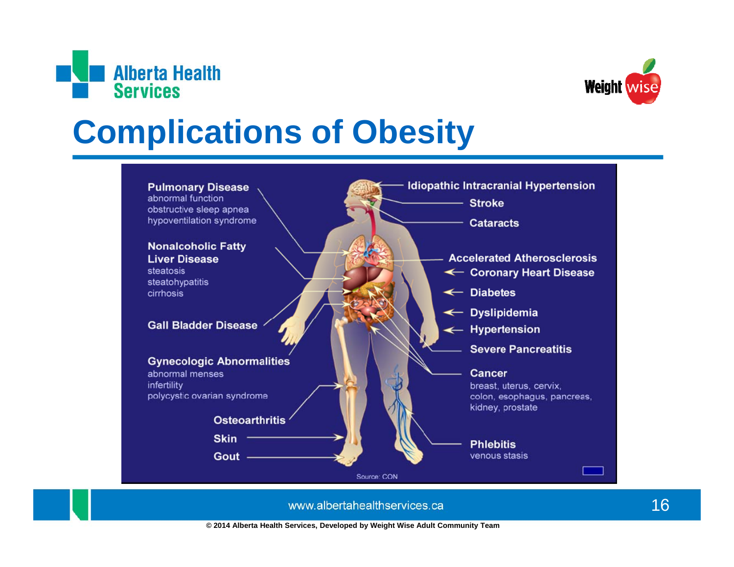# Complications of Obesity

**Pulmonary Disease**
abnormal function
obstructive sleep apnea
hypoventilation syndrome

**Nonalcoholic Fatty Liver Disease**
steatosis
steatohypatitis
cirrhosis

**Gall Bladder Disease**

**Gynecologic Abnormalities**
abnormal menses
infertility
polycystic ovarian syndrome

**Osteoarthritis**

**Skin**

**Gout**

**Idiopathic Intracranial Hypertension**

**Stroke**

**Cataracts**

**Accelerated Atherosclerosis**

**Coronary Heart Disease**

**Diabetes**

**Dyslipidemia**

**Hypertension**

**Severe Pancreatitis**

**Cancer**
breast, uterus, cervix, colon, esophagus, pancreas, kidney, prostate

**Phlebitis**
venous stasis

Source: CON

© 2014 Alberta Health Services, Developed by Weight Wise Adult Community Team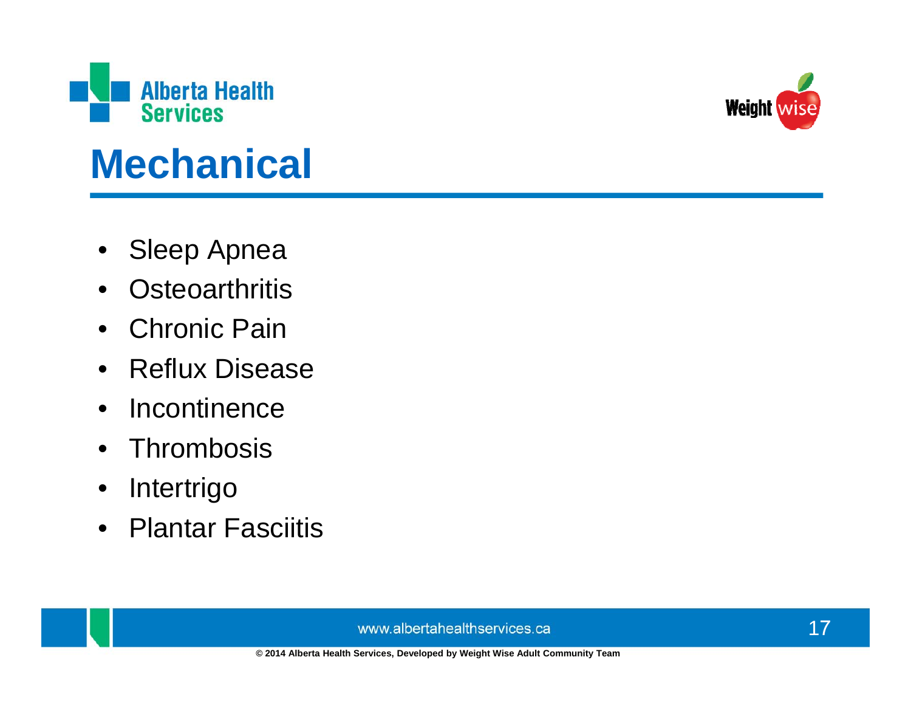# Mechanical

- Sleep Apnea
- Osteoarthritis
- Chronic Pain
- Reflux Disease
- Incontinence
- Thrombosis
- Intertrigo
- Plantar Fasciitis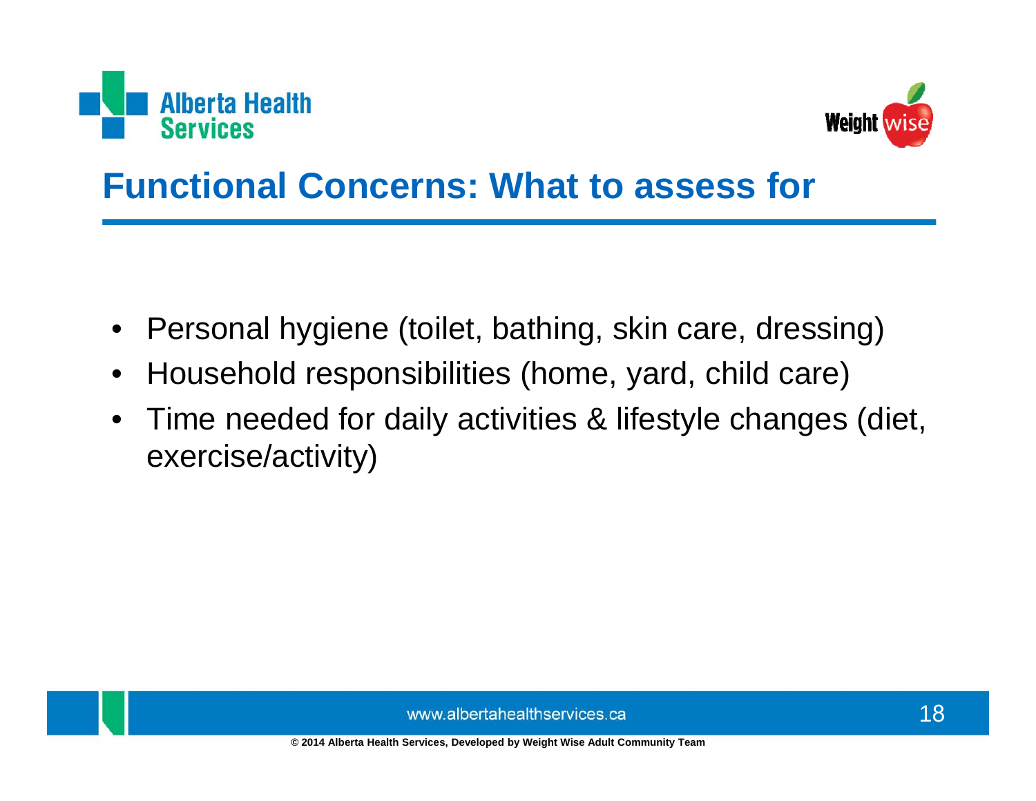# Functional Concerns: What to assess for

- Personal hygiene (toilet, bathing, skin care, dressing)
- Household responsibilities (home, yard, child care)
- Time needed for daily activities & lifestyle changes (diet, exercise/activity)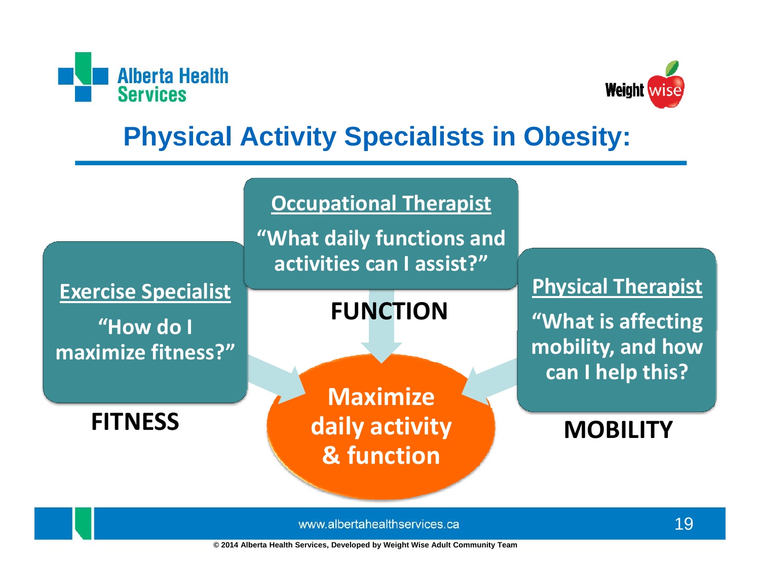# Physical Activity Specialists in Obesity:

**Occupational Therapist**

**"What daily functions and activities can I assist?"**

**FUNCTION**

**Exercise Specialist**

**"How do I maximize fitness?"**

**FITNESS**

**Physical Therapist**

**"What is affecting mobility, and how can I help this?**

**MOBILITY**

**Maximize daily activity & function**

www.albertahealthservices.ca

© 2014 Alberta Health Services, Developed by Weight Wise Adult Community Team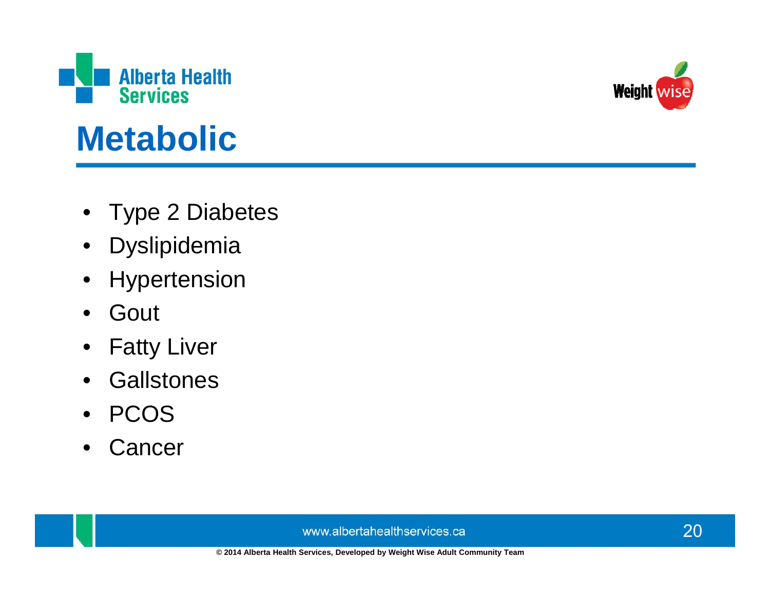# Metabolic

- Type 2 Diabetes
- Dyslipidemia
- Hypertension
- Gout
- Fatty Liver
- Gallstones
- PCOS
- Cancer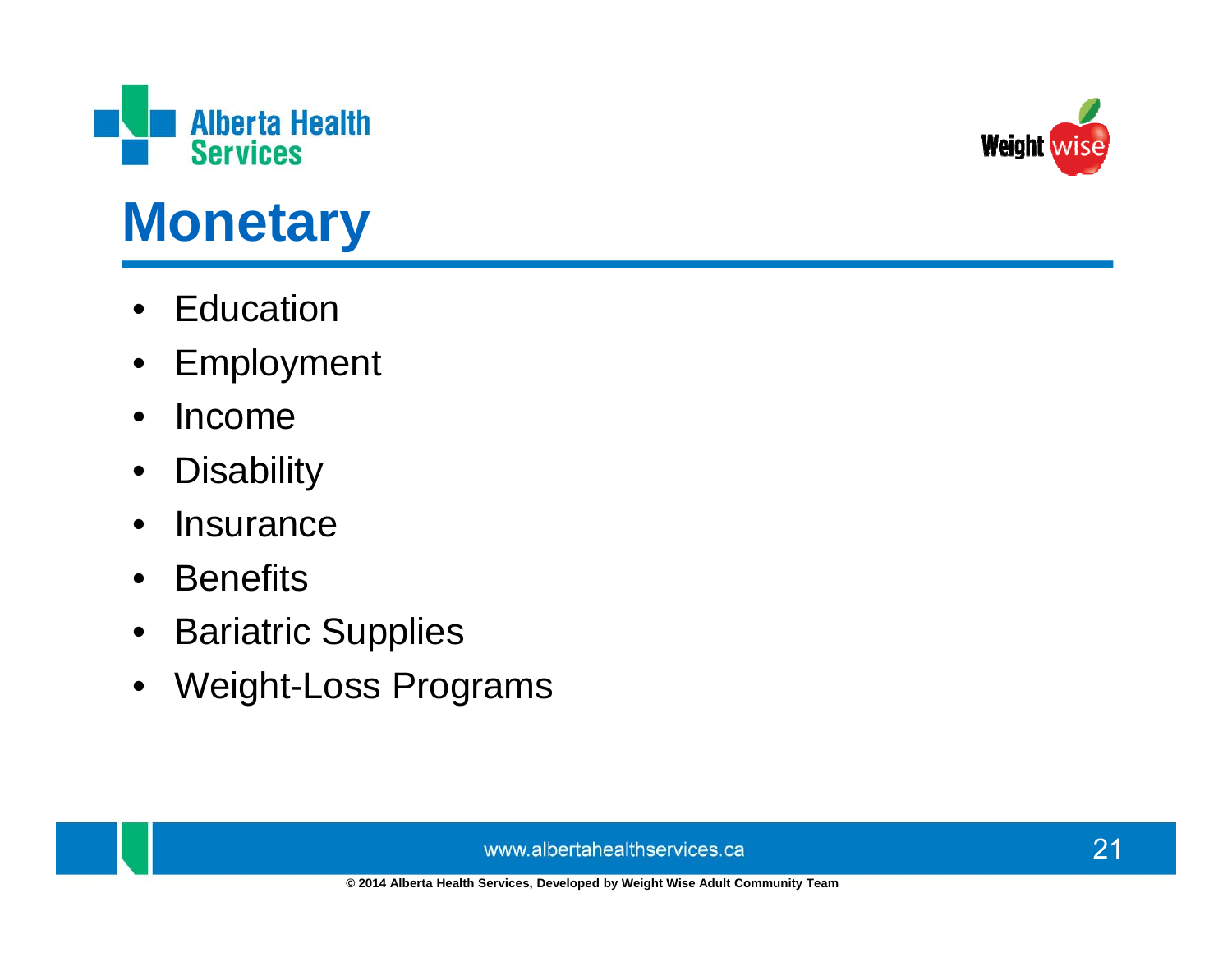# Monetary

- Education
- Employment
- Income
- Disability
- Insurance
- Benefits
- Bariatric Supplies
- Weight-Loss Programs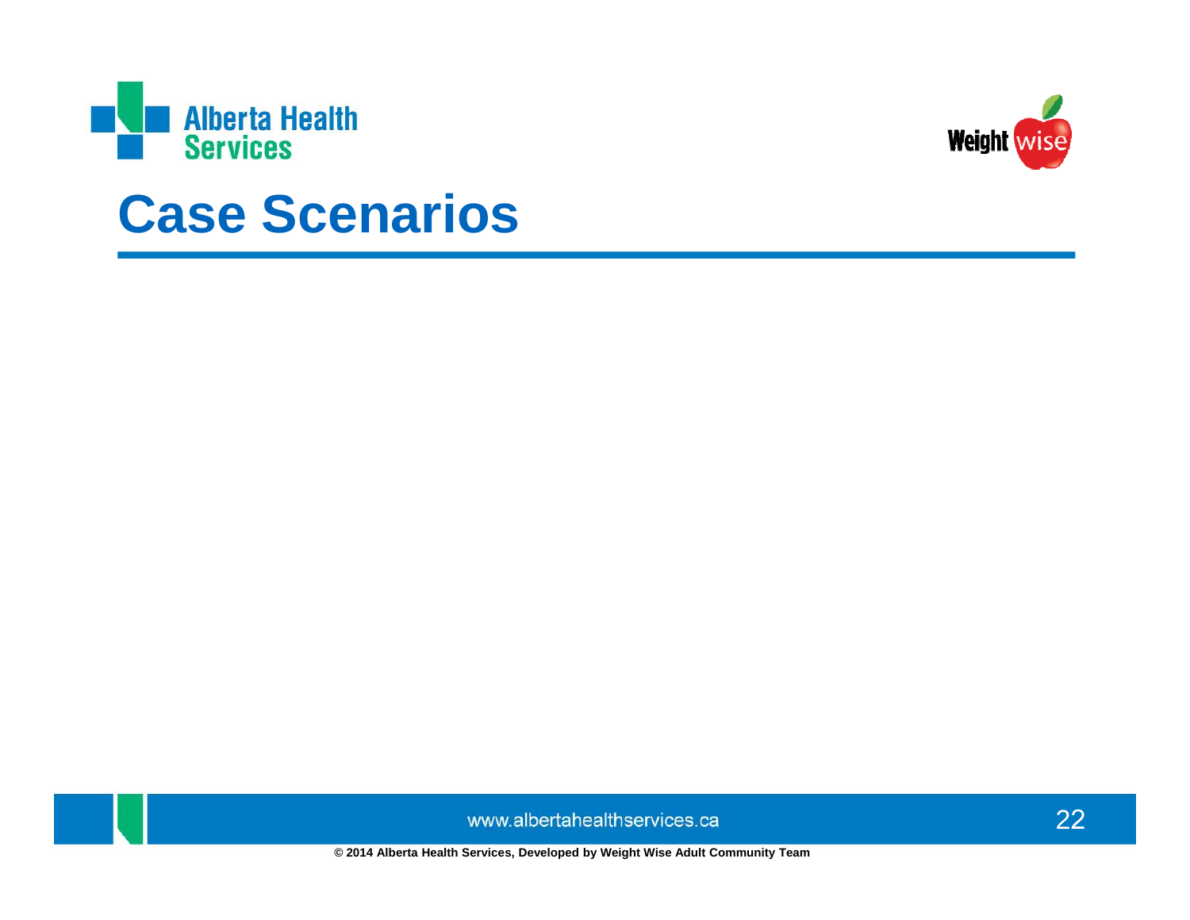# Case Scenarios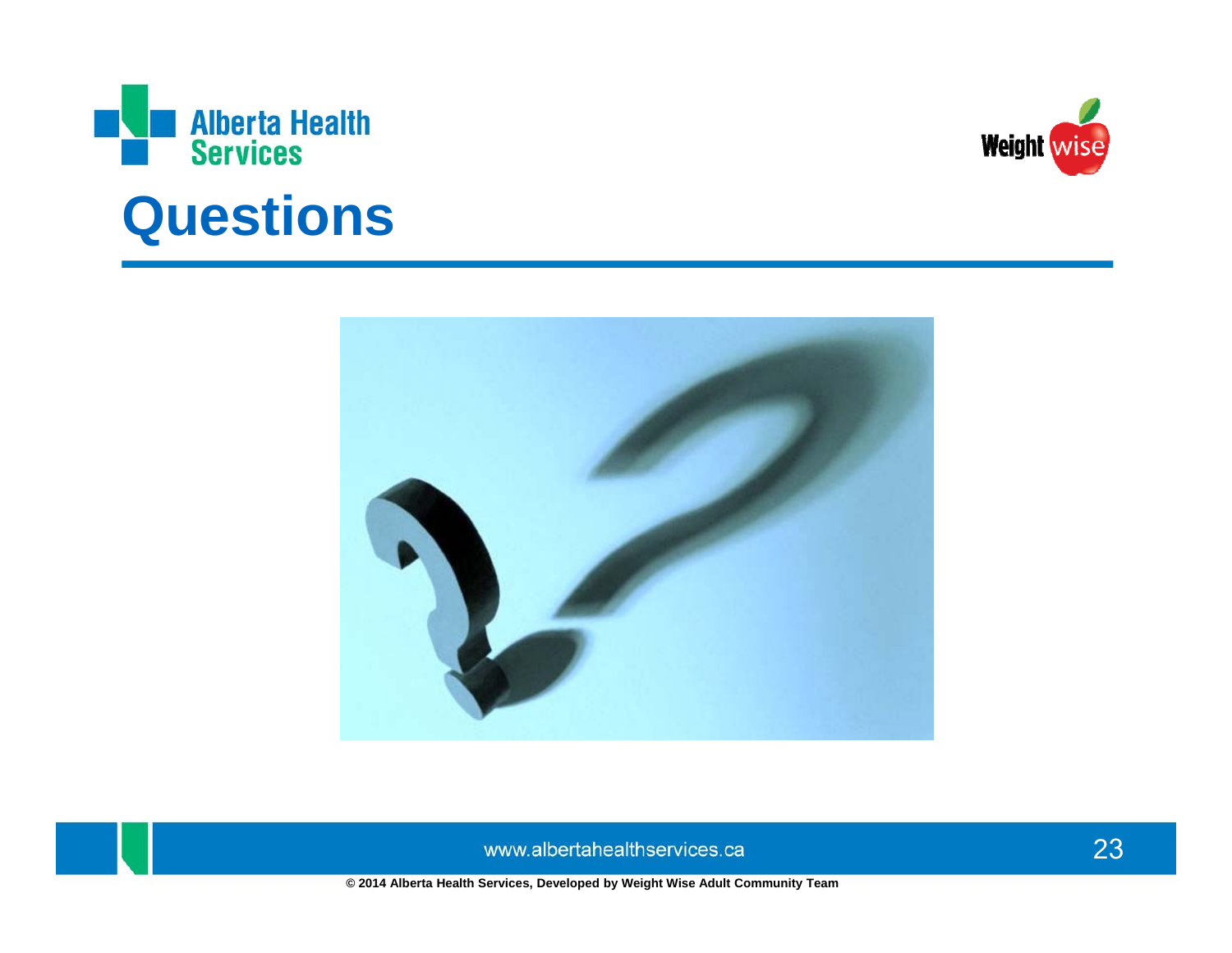# Questions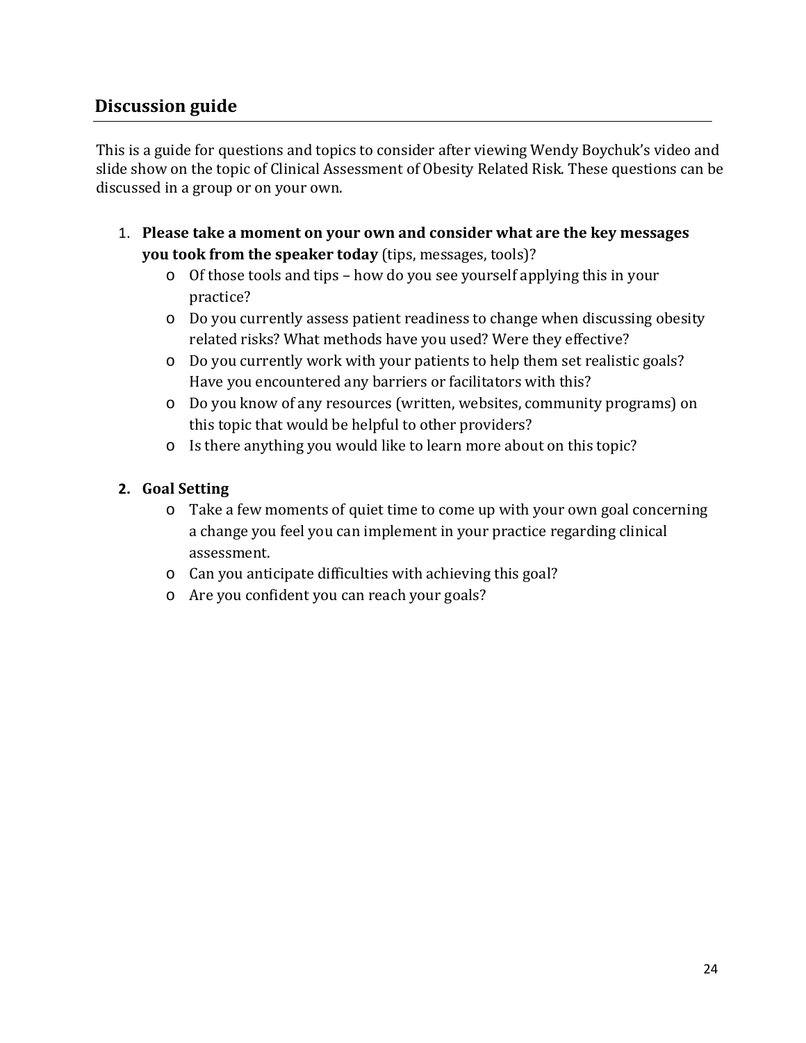## Discussion guide

This is a guide for questions and topics to consider after viewing Wendy Boychuk's video and slide show on the topic of Clinical Assessment of Obesity Related Risk. These questions can be discussed in a group or on your own.

1. **Please take a moment on your own and consider what are the key messages you took from the speaker today** (tips, messages, tools)?
   - Of those tools and tips – how do you see yourself applying this in your practice?
   - Do you currently assess patient readiness to change when discussing obesity related risks? What methods have you used? Were they effective?
   - Do you currently work with your patients to help them set realistic goals? Have you encountered any barriers or facilitators with this?
   - Do you know of any resources (written, websites, community programs) on this topic that would be helpful to other providers?
   - Is there anything you would like to learn more about on this topic?

2. **Goal Setting**
   - Take a few moments of quiet time to come up with your own goal concerning a change you feel you can implement in your practice regarding clinical assessment.
   - Can you anticipate difficulties with achieving this goal?
   - Are you confident you can reach your goals?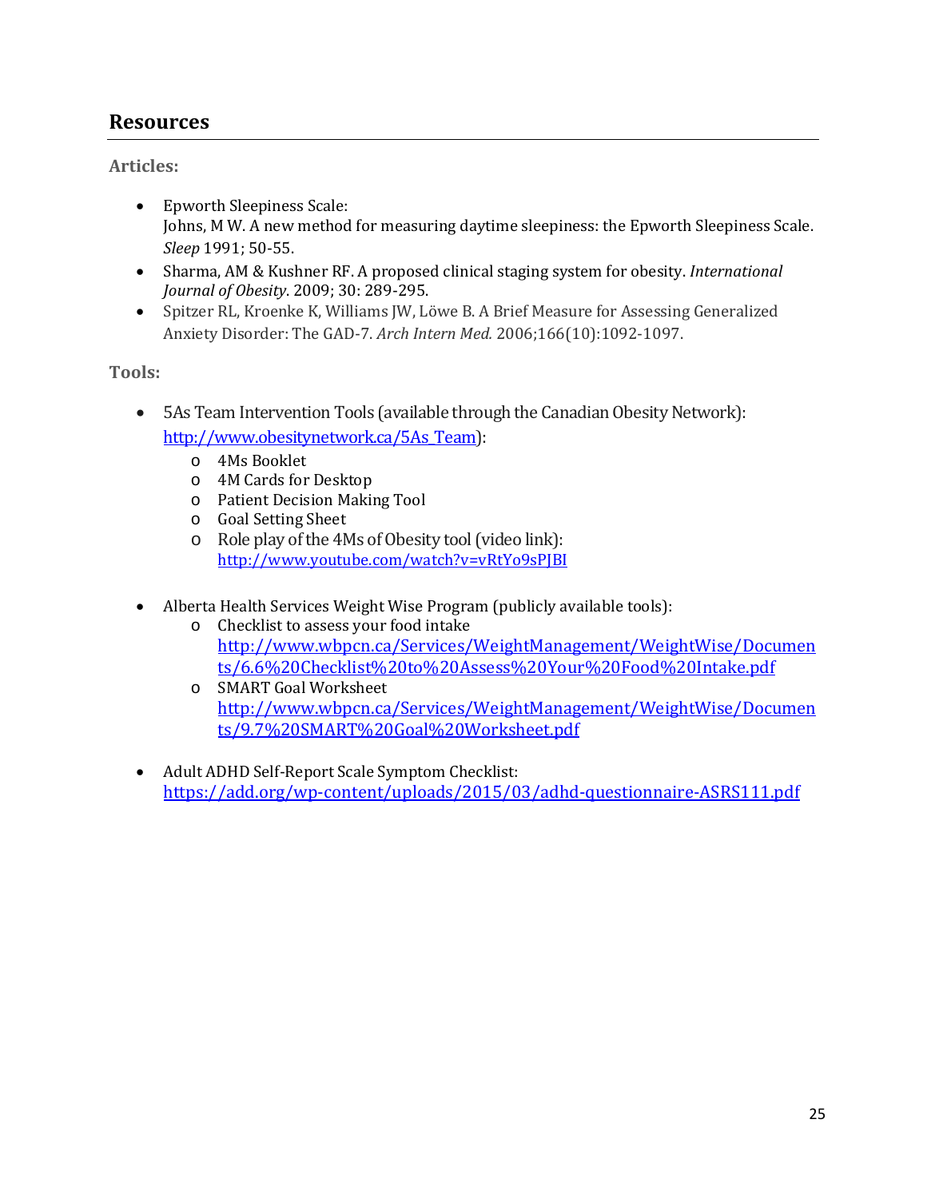## Resources

### Articles:

- Epworth Sleepiness Scale:
  Johns, M W. A new method for measuring daytime sleepiness: the Epworth Sleepiness Scale. *Sleep* 1991; 50-55.
- Sharma, AM & Kushner RF. A proposed clinical staging system for obesity. *International Journal of Obesity*. 2009; 30: 289-295.
- Spitzer RL, Kroenke K, Williams JW, Löwe B. A Brief Measure for Assessing Generalized Anxiety Disorder: The GAD-7. *Arch Intern Med.* 2006;166(10):1092-1097.

### Tools:

- 5As Team Intervention Tools (available through the Canadian Obesity Network): [http://www.obesitynetwork.ca/5As_Team](http://www.obesitynetwork.ca/5As_Team)):
  - 4Ms Booklet
  - 4M Cards for Desktop
  - Patient Decision Making Tool
  - Goal Setting Sheet
  - Role play of the 4Ms of Obesity tool (video link): [http://www.youtube.com/watch?v=vRtYo9sPJBI](http://www.youtube.com/watch?v=vRtYo9sPJBI)

- Alberta Health Services Weight Wise Program (publicly available tools):
  - Checklist to assess your food intake
    [http://www.wbpcn.ca/Services/WeightManagement/WeightWise/Documents/6.6%20Checklist%20to%20Assess%20Your%20Food%20Intake.pdf](http://www.wbpcn.ca/Services/WeightManagement/WeightWise/Documents/6.6%20Checklist%20to%20Assess%20Your%20Food%20Intake.pdf)
  - SMART Goal Worksheet
    [http://www.wbpcn.ca/Services/WeightManagement/WeightWise/Documents/9.7%20SMART%20Goal%20Worksheet.pdf](http://www.wbpcn.ca/Services/WeightManagement/WeightWise/Documents/9.7%20SMART%20Goal%20Worksheet.pdf)

- Adult ADHD Self-Report Scale Symptom Checklist:
  [https://add.org/wp-content/uploads/2015/03/adhd-questionnaire-ASRS111.pdf](https://add.org/wp-content/uploads/2015/03/adhd-questionnaire-ASRS111.pdf)